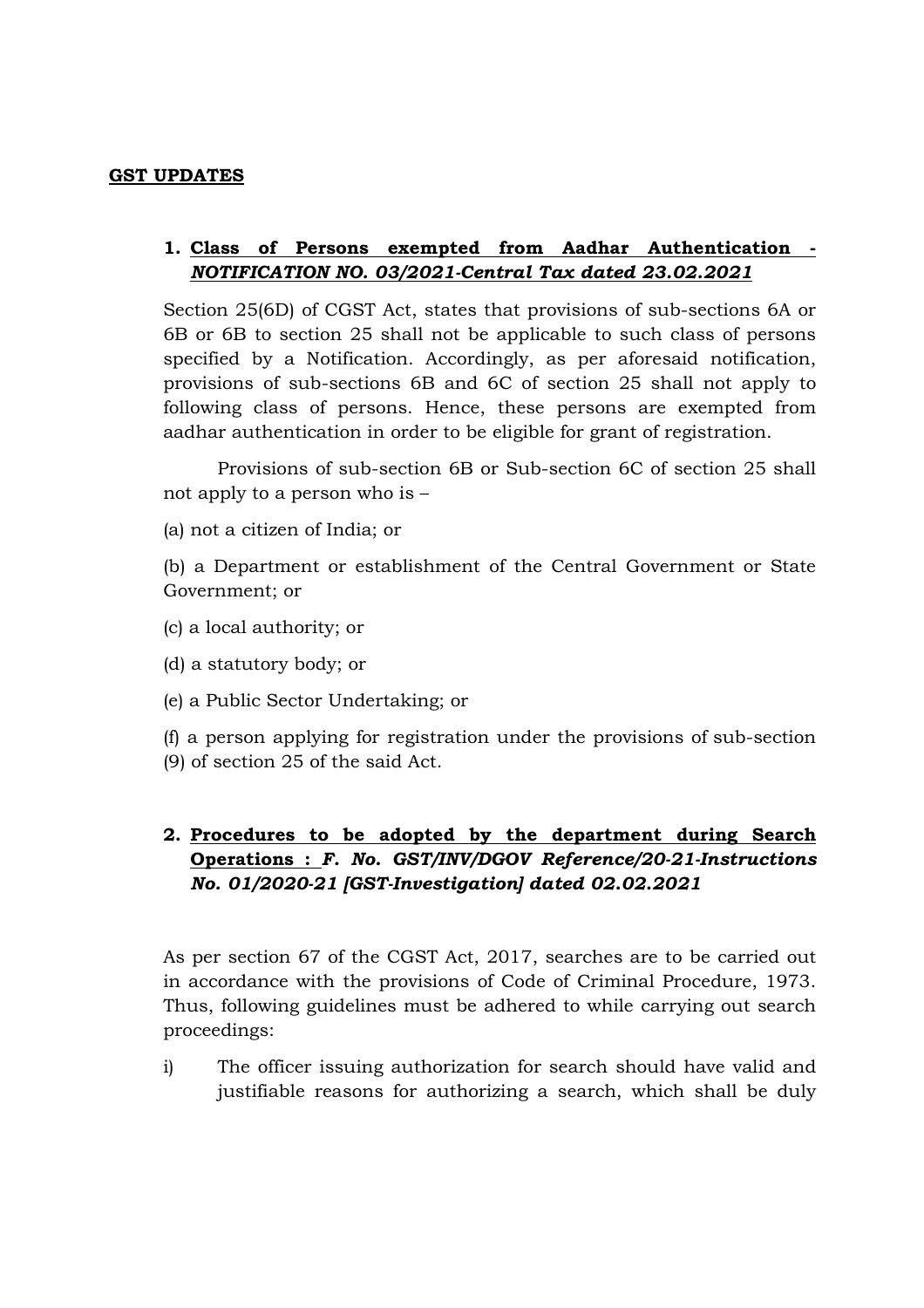**GST UPDATES**

1. **Class of Persons exempted from Aadhar Authentication -** ***NOTIFICATION NO. 03/2021-Central Tax dated 23.02.2021***

Section 25(6D) of CGST Act, states that provisions of sub-sections 6A or 6B or 6B to section 25 shall not be applicable to such class of persons specified by a Notification. Accordingly, as per aforesaid notification, provisions of sub-sections 6B and 6C of section 25 shall not apply to following class of persons. Hence, these persons are exempted from aadhar authentication in order to be eligible for grant of registration.

Provisions of sub-section 6B or Sub-section 6C of section 25 shall not apply to a person who is –

(a) not a citizen of India; or

(b) a Department or establishment of the Central Government or State Government; or

(c) a local authority; or

(d) a statutory body; or

(e) a Public Sector Undertaking; or

(f) a person applying for registration under the provisions of sub-section (9) of section 25 of the said Act.

2. **Procedures to be adopted by the department during Search Operations :** ***F. No. GST/INV/DGOV Reference/20-21-Instructions No. 01/2020-21 [GST-Investigation] dated 02.02.2021***

As per section 67 of the CGST Act, 2017, searches are to be carried out in accordance with the provisions of Code of Criminal Procedure, 1973. Thus, following guidelines must be adhered to while carrying out search proceedings:

i) The officer issuing authorization for search should have valid and justifiable reasons for authorizing a search, which shall be duly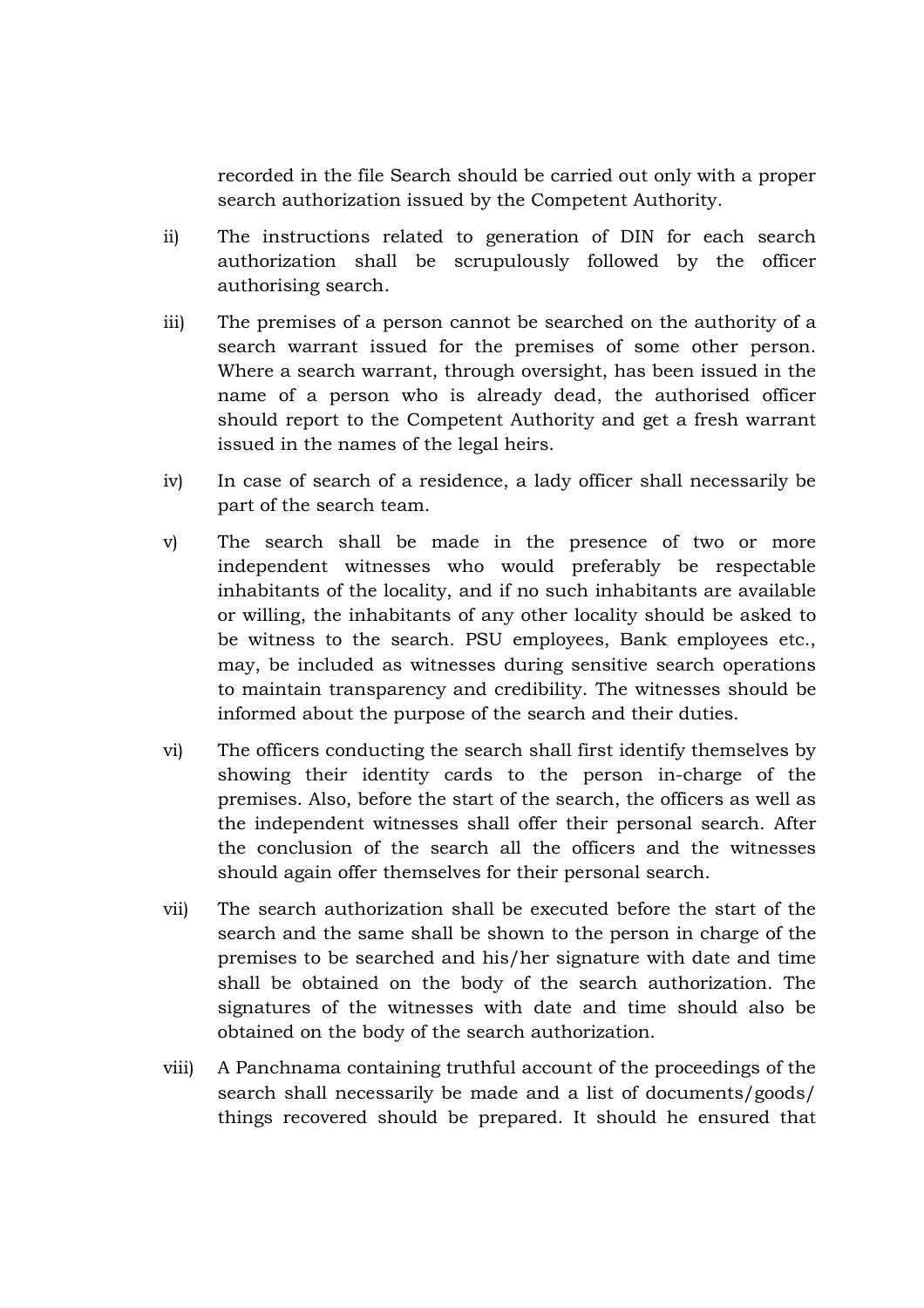recorded in the file Search should be carried out only with a proper search authorization issued by the Competent Authority.

ii) The instructions related to generation of DIN for each search authorization shall be scrupulously followed by the officer authorising search.

iii) The premises of a person cannot be searched on the authority of a search warrant issued for the premises of some other person. Where a search warrant, through oversight, has been issued in the name of a person who is already dead, the authorised officer should report to the Competent Authority and get a fresh warrant issued in the names of the legal heirs.

iv) In case of search of a residence, a lady officer shall necessarily be part of the search team.

v) The search shall be made in the presence of two or more independent witnesses who would preferably be respectable inhabitants of the locality, and if no such inhabitants are available or willing, the inhabitants of any other locality should be asked to be witness to the search. PSU employees, Bank employees etc., may, be included as witnesses during sensitive search operations to maintain transparency and credibility. The witnesses should be informed about the purpose of the search and their duties.

vi) The officers conducting the search shall first identify themselves by showing their identity cards to the person in-charge of the premises. Also, before the start of the search, the officers as well as the independent witnesses shall offer their personal search. After the conclusion of the search all the officers and the witnesses should again offer themselves for their personal search.

vii) The search authorization shall be executed before the start of the search and the same shall be shown to the person in charge of the premises to be searched and his/her signature with date and time shall be obtained on the body of the search authorization. The signatures of the witnesses with date and time should also be obtained on the body of the search authorization.

viii) A Panchnama containing truthful account of the proceedings of the search shall necessarily be made and a list of documents/goods/ things recovered should be prepared. It should he ensured that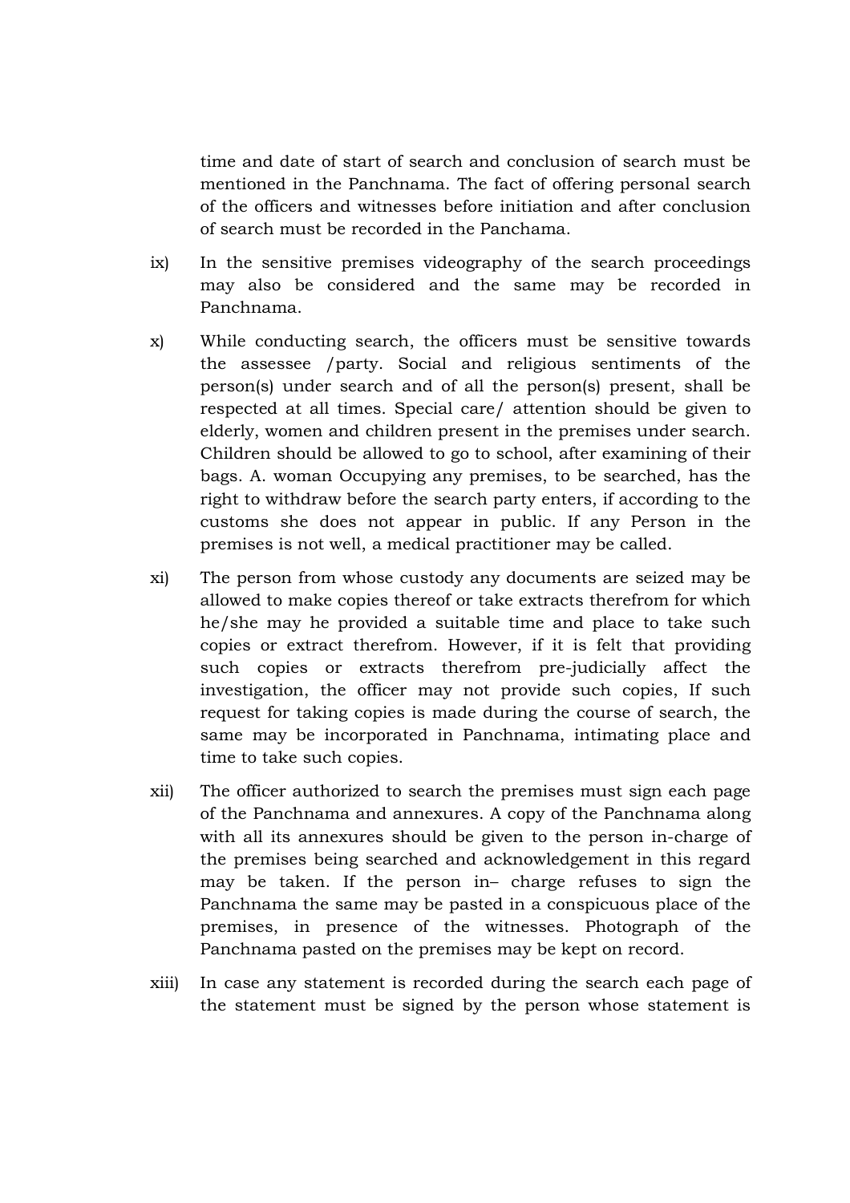time and date of start of search and conclusion of search must be mentioned in the Panchnama. The fact of offering personal search of the officers and witnesses before initiation and after conclusion of search must be recorded in the Panchama.

ix) In the sensitive premises videography of the search proceedings may also be considered and the same may be recorded in Panchnama.

x) While conducting search, the officers must be sensitive towards the assessee /party. Social and religious sentiments of the person(s) under search and of all the person(s) present, shall be respected at all times. Special care/ attention should be given to elderly, women and children present in the premises under search. Children should be allowed to go to school, after examining of their bags. A. woman Occupying any premises, to be searched, has the right to withdraw before the search party enters, if according to the customs she does not appear in public. If any Person in the premises is not well, a medical practitioner may be called.

xi) The person from whose custody any documents are seized may be allowed to make copies thereof or take extracts therefrom for which he/she may he provided a suitable time and place to take such copies or extract therefrom. However, if it is felt that providing such copies or extracts therefrom pre-judicially affect the investigation, the officer may not provide such copies, If such request for taking copies is made during the course of search, the same may be incorporated in Panchnama, intimating place and time to take such copies.

xii) The officer authorized to search the premises must sign each page of the Panchnama and annexures. A copy of the Panchnama along with all its annexures should be given to the person in-charge of the premises being searched and acknowledgement in this regard may be taken. If the person in– charge refuses to sign the Panchnama the same may be pasted in a conspicuous place of the premises, in presence of the witnesses. Photograph of the Panchnama pasted on the premises may be kept on record.

xiii) In case any statement is recorded during the search each page of the statement must be signed by the person whose statement is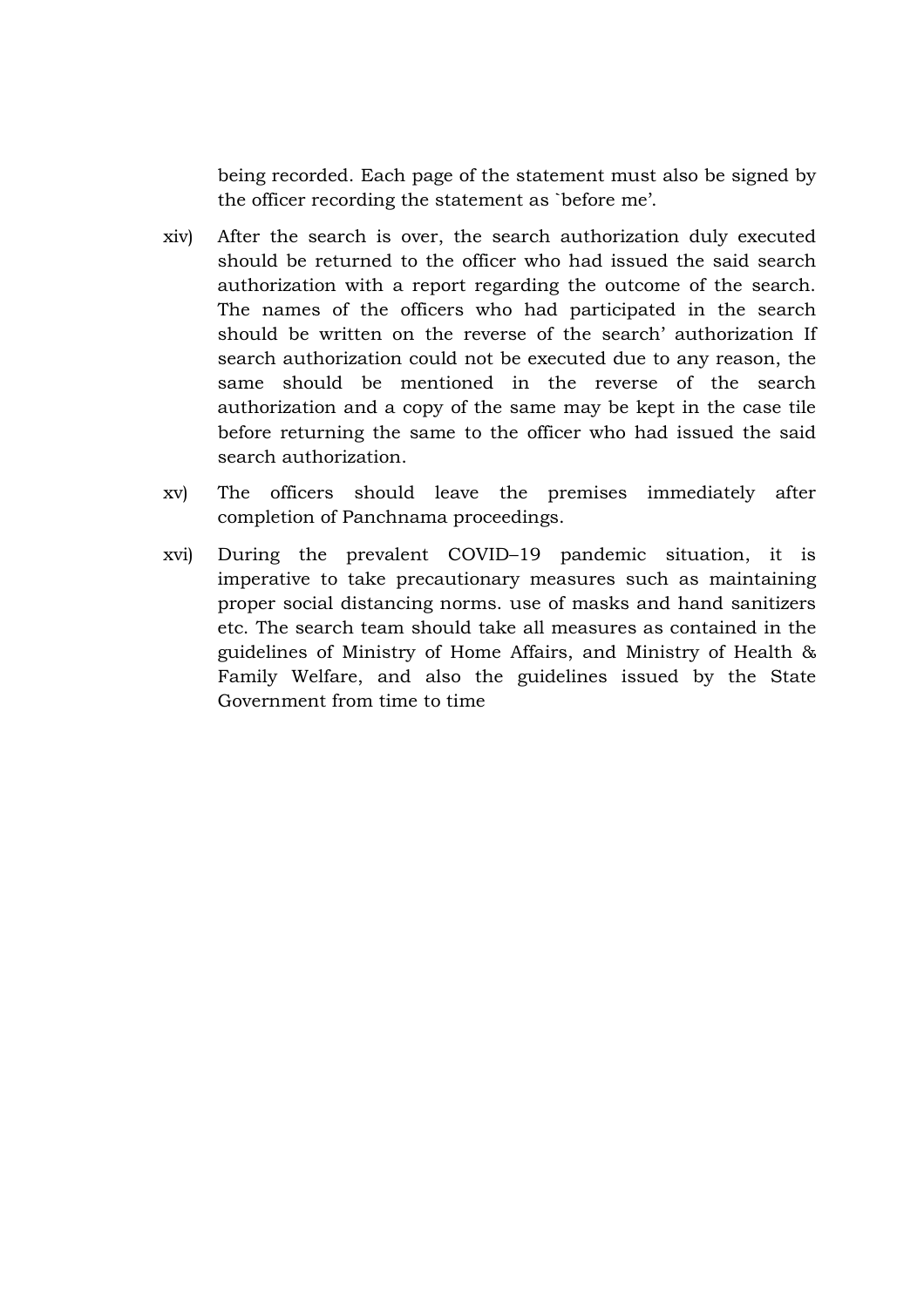being recorded. Each page of the statement must also be signed by the officer recording the statement as `before me'.

xiv) After the search is over, the search authorization duly executed should be returned to the officer who had issued the said search authorization with a report regarding the outcome of the search. The names of the officers who had participated in the search should be written on the reverse of the search' authorization If search authorization could not be executed due to any reason, the same should be mentioned in the reverse of the search authorization and a copy of the same may be kept in the case tile before returning the same to the officer who had issued the said search authorization.

xv) The officers should leave the premises immediately after completion of Panchnama proceedings.

xvi) During the prevalent COVID–19 pandemic situation, it is imperative to take precautionary measures such as maintaining proper social distancing norms. use of masks and hand sanitizers etc. The search team should take all measures as contained in the guidelines of Ministry of Home Affairs, and Ministry of Health & Family Welfare, and also the guidelines issued by the State Government from time to time